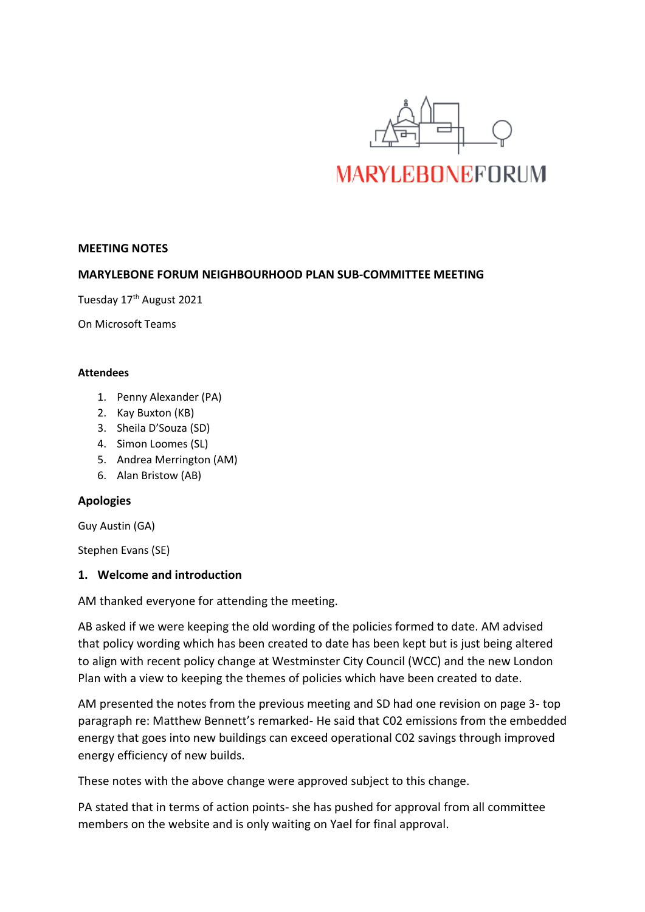MARYLEBONEFORUM

**MEETING NOTES**

**MARYLEBONE FORUM NEIGHBOURHOOD PLAN SUB-COMMITTEE MEETING**

Tuesday 17th August 2021

On Microsoft Teams

**Attendees**

1. Penny Alexander (PA)
2. Kay Buxton (KB)
3. Sheila D'Souza (SD)
4. Simon Loomes (SL)
5. Andrea Merrington (AM)
6. Alan Bristow (AB)

**Apologies**

Guy Austin (GA)

Stephen Evans (SE)

## 1. Welcome and introduction

AM thanked everyone for attending the meeting.

AB asked if we were keeping the old wording of the policies formed to date. AM advised that policy wording which has been created to date has been kept but is just being altered to align with recent policy change at Westminster City Council (WCC) and the new London Plan with a view to keeping the themes of policies which have been created to date.

AM presented the notes from the previous meeting and SD had one revision on page 3- top paragraph re: Matthew Bennett's remarked- He said that C02 emissions from the embedded energy that goes into new buildings can exceed operational C02 savings through improved energy efficiency of new builds.

These notes with the above change were approved subject to this change.

PA stated that in terms of action points- she has pushed for approval from all committee members on the website and is only waiting on Yael for final approval.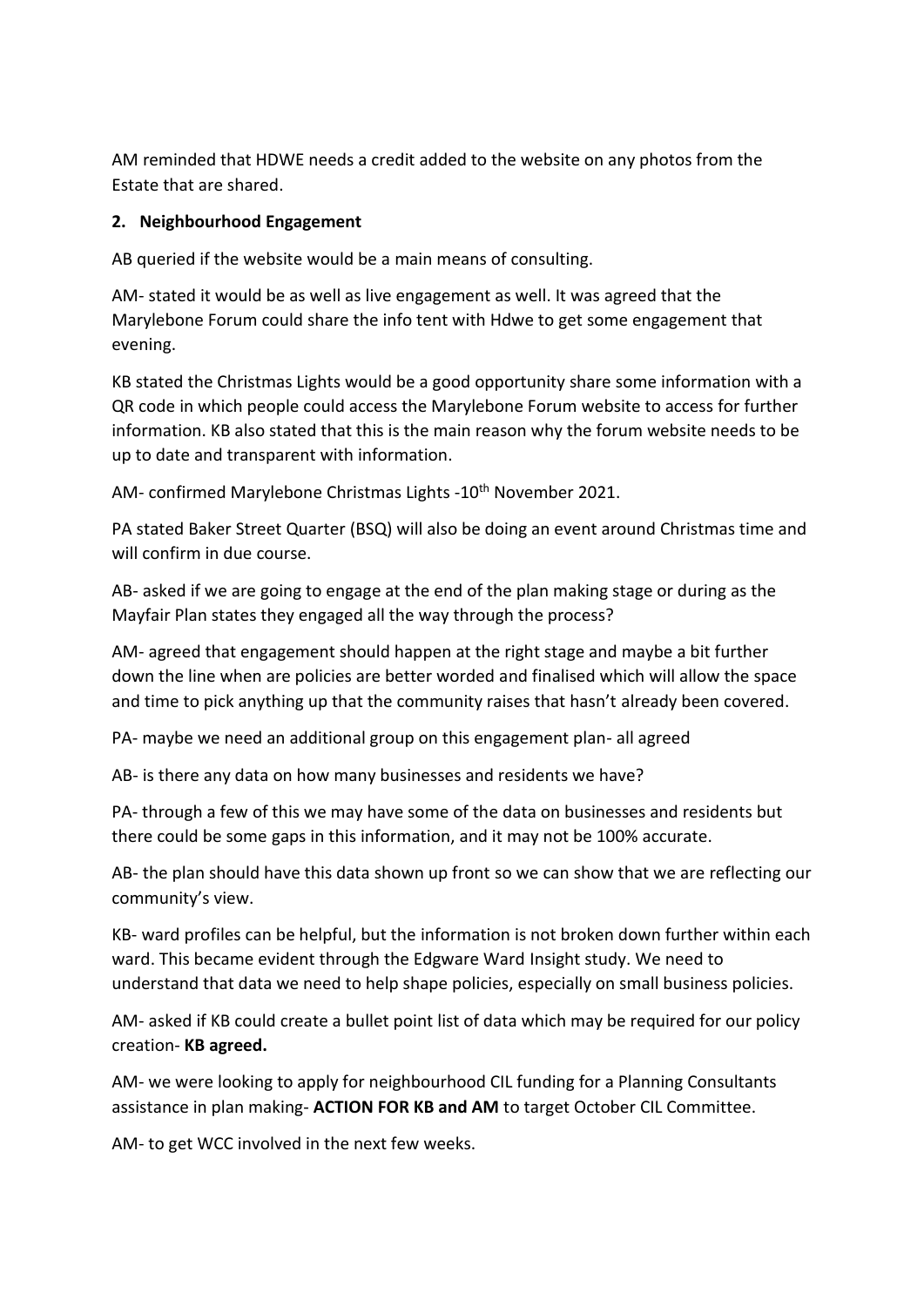AM reminded that HDWE needs a credit added to the website on any photos from the Estate that are shared.

**2. Neighbourhood Engagement**

AB queried if the website would be a main means of consulting.

AM- stated it would be as well as live engagement as well. It was agreed that the Marylebone Forum could share the info tent with Hdwe to get some engagement that evening.

KB stated the Christmas Lights would be a good opportunity share some information with a QR code in which people could access the Marylebone Forum website to access for further information. KB also stated that this is the main reason why the forum website needs to be up to date and transparent with information.

AM- confirmed Marylebone Christmas Lights -10th November 2021.

PA stated Baker Street Quarter (BSQ) will also be doing an event around Christmas time and will confirm in due course.

AB- asked if we are going to engage at the end of the plan making stage or during as the Mayfair Plan states they engaged all the way through the process?

AM- agreed that engagement should happen at the right stage and maybe a bit further down the line when are policies are better worded and finalised which will allow the space and time to pick anything up that the community raises that hasn't already been covered.

PA- maybe we need an additional group on this engagement plan- all agreed

AB- is there any data on how many businesses and residents we have?

PA- through a few of this we may have some of the data on businesses and residents but there could be some gaps in this information, and it may not be 100% accurate.

AB- the plan should have this data shown up front so we can show that we are reflecting our community's view.

KB- ward profiles can be helpful, but the information is not broken down further within each ward. This became evident through the Edgware Ward Insight study. We need to understand that data we need to help shape policies, especially on small business policies.

AM- asked if KB could create a bullet point list of data which may be required for our policy creation- **KB agreed.**

AM- we were looking to apply for neighbourhood CIL funding for a Planning Consultants assistance in plan making- **ACTION FOR KB and AM** to target October CIL Committee.

AM- to get WCC involved in the next few weeks.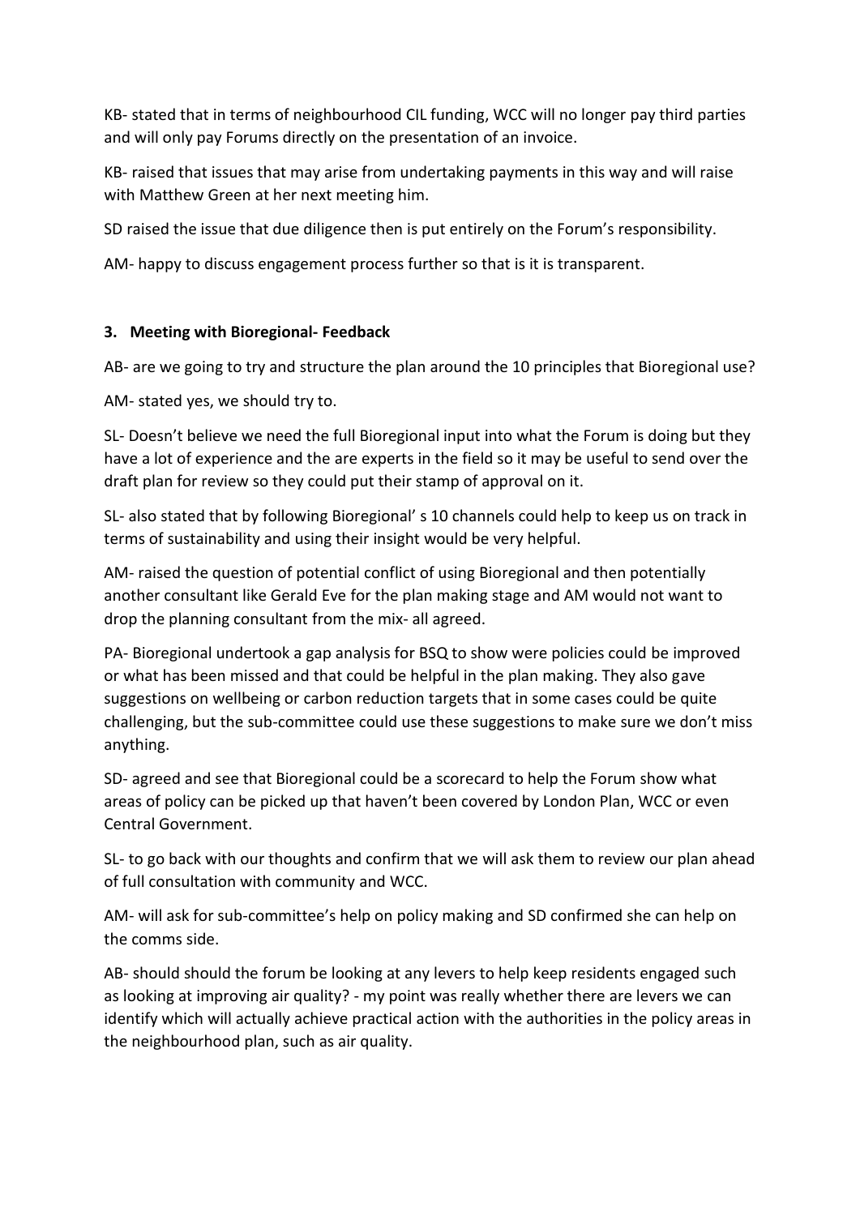KB- stated that in terms of neighbourhood CIL funding, WCC will no longer pay third parties and will only pay Forums directly on the presentation of an invoice.

KB- raised that issues that may arise from undertaking payments in this way and will raise with Matthew Green at her next meeting him.

SD raised the issue that due diligence then is put entirely on the Forum's responsibility.

AM- happy to discuss engagement process further so that is it is transparent.

### 3. Meeting with Bioregional- Feedback

AB- are we going to try and structure the plan around the 10 principles that Bioregional use?

AM- stated yes, we should try to.

SL- Doesn't believe we need the full Bioregional input into what the Forum is doing but they have a lot of experience and the are experts in the field so it may be useful to send over the draft plan for review so they could put their stamp of approval on it.

SL- also stated that by following Bioregional' s 10 channels could help to keep us on track in terms of sustainability and using their insight would be very helpful.

AM- raised the question of potential conflict of using Bioregional and then potentially another consultant like Gerald Eve for the plan making stage and AM would not want to drop the planning consultant from the mix- all agreed.

PA- Bioregional undertook a gap analysis for BSQ to show were policies could be improved or what has been missed and that could be helpful in the plan making. They also gave suggestions on wellbeing or carbon reduction targets that in some cases could be quite challenging, but the sub-committee could use these suggestions to make sure we don't miss anything.

SD- agreed and see that Bioregional could be a scorecard to help the Forum show what areas of policy can be picked up that haven't been covered by London Plan, WCC or even Central Government.

SL- to go back with our thoughts and confirm that we will ask them to review our plan ahead of full consultation with community and WCC.

AM- will ask for sub-committee's help on policy making and SD confirmed she can help on the comms side.

AB- should should the forum be looking at any levers to help keep residents engaged such as looking at improving air quality? - my point was really whether there are levers we can identify which will actually achieve practical action with the authorities in the policy areas in the neighbourhood plan, such as air quality.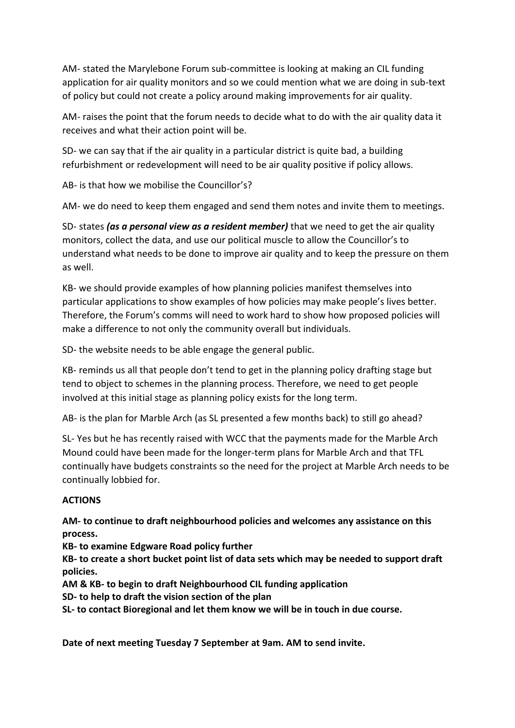AM- stated the Marylebone Forum sub-committee is looking at making an CIL funding application for air quality monitors and so we could mention what we are doing in sub-text of policy but could not create a policy around making improvements for air quality.

AM- raises the point that the forum needs to decide what to do with the air quality data it receives and what their action point will be.

SD- we can say that if the air quality in a particular district is quite bad, a building refurbishment or redevelopment will need to be air quality positive if policy allows.

AB- is that how we mobilise the Councillor's?

AM- we do need to keep them engaged and send them notes and invite them to meetings.

SD- states ***(as a personal view as a resident member)*** that we need to get the air quality monitors, collect the data, and use our political muscle to allow the Councillor's to understand what needs to be done to improve air quality and to keep the pressure on them as well.

KB- we should provide examples of how planning policies manifest themselves into particular applications to show examples of how policies may make people's lives better. Therefore, the Forum's comms will need to work hard to show how proposed policies will make a difference to not only the community overall but individuals.

SD- the website needs to be able engage the general public.

KB- reminds us all that people don't tend to get in the planning policy drafting stage but tend to object to schemes in the planning process. Therefore, we need to get people involved at this initial stage as planning policy exists for the long term.

AB- is the plan for Marble Arch (as SL presented a few months back) to still go ahead?

SL- Yes but he has recently raised with WCC that the payments made for the Marble Arch Mound could have been made for the longer-term plans for Marble Arch and that TFL continually have budgets constraints so the need for the project at Marble Arch needs to be continually lobbied for.

**ACTIONS**

**AM- to continue to draft neighbourhood policies and welcomes any assistance on this process.**
**KB- to examine Edgware Road policy further**
**KB- to create a short bucket point list of data sets which may be needed to support draft policies.**
**AM & KB- to begin to draft Neighbourhood CIL funding application**
**SD- to help to draft the vision section of the plan**
**SL- to contact Bioregional and let them know we will be in touch in due course.**

**Date of next meeting Tuesday 7 September at 9am. AM to send invite.**